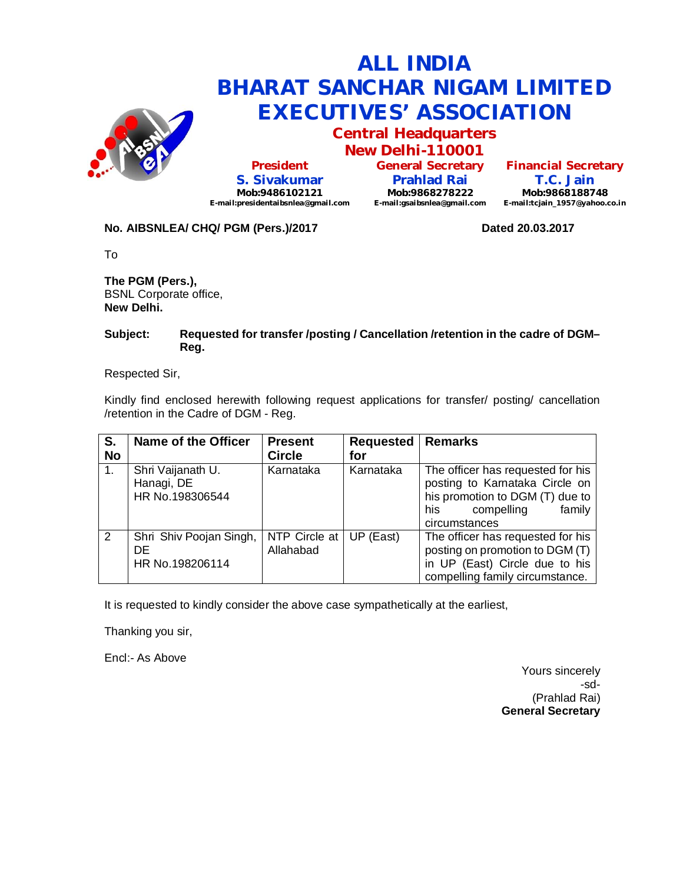# ALL INDIA BHARAT SANCHAR NIGAM LIMITED EXECUTIVES' ASSOCIATION

## Central Headquarters
## New Delhi-110001

| President | General Secretary | Financial Secretary |
|---|---|---|
| S. Sivakumar | Prahlad Rai | T.C. Jain |
| Mob:9486102121 | Mob:9868278222 | Mob:9868188748 |
| E-mail:presidentaibsnlea@gmail.com | E-mail:gsaibsnlea@gmail.com | E-mail:tcjain_1957@yahoo.co.in |

**No. AIBSNLEA/ CHQ/ PGM (Pers.)/2017** **Dated 20.03.2017**

To

**The PGM (Pers.),**
BSNL Corporate office,
**New Delhi.**

**Subject: Requested for transfer /posting / Cancellation /retention in the cadre of DGM– Reg.**

Respected Sir,

Kindly find enclosed herewith following request applications for transfer/ posting/ cancellation /retention in the Cadre of DGM - Reg.

| S. No | Name of the Officer | Present Circle | Requested for | Remarks |
|---|---|---|---|---|
| 1. | Shri Vaijanath U. Hanagi, DE HR No.198306544 | Karnataka | Karnataka | The officer has requested for his posting to Karnataka Circle on his promotion to DGM (T) due to his compelling family circumstances |
| 2 | Shri Shiv Poojan Singh, DE HR No.198206114 | NTP Circle at Allahabad | UP (East) | The officer has requested for his posting on promotion to DGM (T) in UP (East) Circle due to his compelling family circumstance. |

It is requested to kindly consider the above case sympathetically at the earliest,

Thanking you sir,

Encl:- As Above

Yours sincerely
-sd-
(Prahlad Rai)
**General Secretary**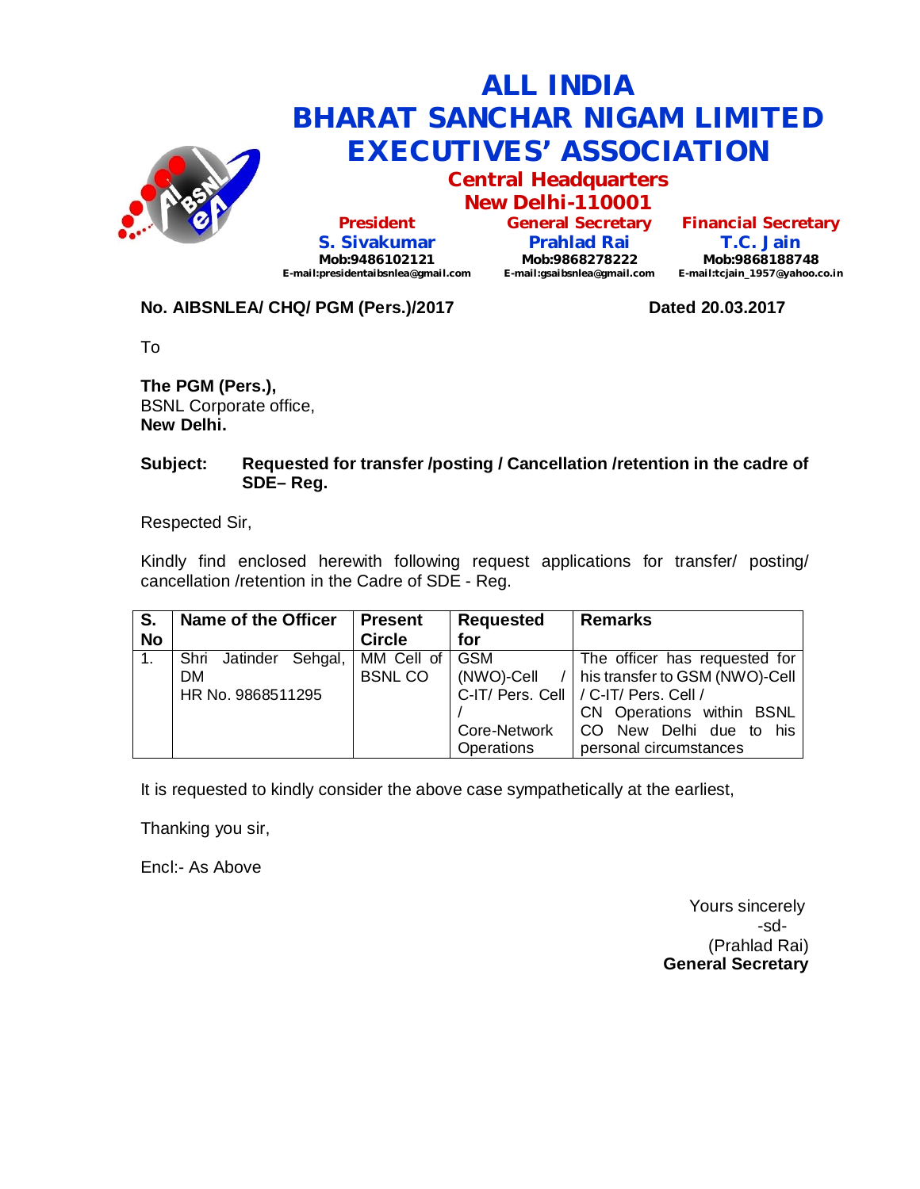# ALL INDIA
# BHARAT SANCHAR NIGAM LIMITED
# EXECUTIVES' ASSOCIATION

## Central Headquarters
## New Delhi-110001

| President | General Secretary | Financial Secretary |
|---|---|---|
| **S. Sivakumar** | **Prahlad Rai** | **T.C. Jain** |
| Mob:9486102121 | Mob:9868278222 | Mob:9868188748 |
| E-mail:presidentaibsnlea@gmail.com | E-mail:gsaibsnlea@gmail.com | E-mail:tcjain_1957@yahoo.co.in |

**No. AIBSNLEA/ CHQ/ PGM (Pers.)/2017** **Dated 20.03.2017**

To

**The PGM (Pers.),**
BSNL Corporate office,
**New Delhi.**

**Subject: Requested for transfer /posting / Cancellation /retention in the cadre of SDE– Reg.**

Respected Sir,

Kindly find enclosed herewith following request applications for transfer/ posting/ cancellation /retention in the Cadre of SDE - Reg.

| S. No | Name of the Officer | Present Circle | Requested for | Remarks |
|---|---|---|---|---|
| 1. | Shri Jatinder Sehgal, DM HR No. 9868511295 | MM Cell of BSNL CO | GSM (NWO)-Cell / C-IT/ Pers. Cell / Core-Network Operations | The officer has requested for his transfer to GSM (NWO)-Cell / C-IT/ Pers. Cell / CN Operations within BSNL CO New Delhi due to his personal circumstances |

It is requested to kindly consider the above case sympathetically at the earliest,

Thanking you sir,

Encl:- As Above

Yours sincerely
-sd-
(Prahlad Rai)
**General Secretary**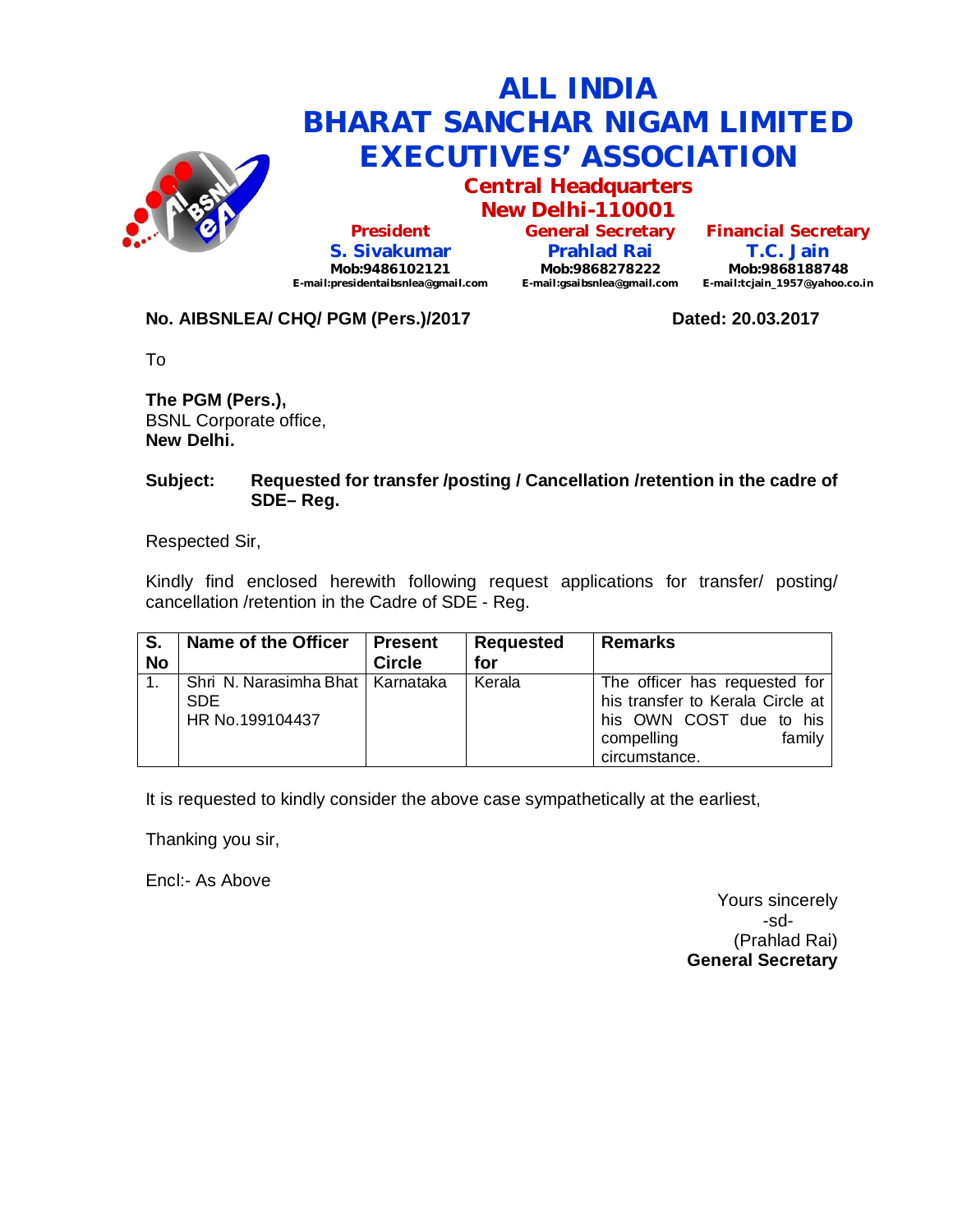# ALL INDIA
# BHARAT SANCHAR NIGAM LIMITED
# EXECUTIVES' ASSOCIATION

**Central Headquarters**
**New Delhi-110001**

| President | General Secretary | Financial Secretary |
|---|---|---|
| **S. Sivakumar** | **Prahlad Rai** | **T.C. Jain** |
| Mob:9486102121 | Mob:9868278222 | Mob:9868188748 |
| E-mail:presidentaibsnlea@gmail.com | E-mail:gsaibsnlea@gmail.com | E-mail:tcjain_1957@yahoo.co.in |

**No. AIBSNLEA/ CHQ/ PGM (Pers.)/2017** **Dated: 20.03.2017**

To

**The PGM (Pers.),**
BSNL Corporate office,
**New Delhi.**

**Subject: Requested for transfer /posting / Cancellation /retention in the cadre of SDE– Reg.**

Respected Sir,

Kindly find enclosed herewith following request applications for transfer/ posting/ cancellation /retention in the Cadre of SDE - Reg.

| S. No | Name of the Officer | Present Circle | Requested for | Remarks |
|---|---|---|---|---|
| 1. | Shri N. Narasimha Bhat SDE HR No.199104437 | Karnataka | Kerala | The officer has requested for his transfer to Kerala Circle at his OWN COST due to his compelling family circumstance. |

It is requested to kindly consider the above case sympathetically at the earliest,

Thanking you sir,

Encl:- As Above

Yours sincerely
-sd-
(Prahlad Rai)
**General Secretary**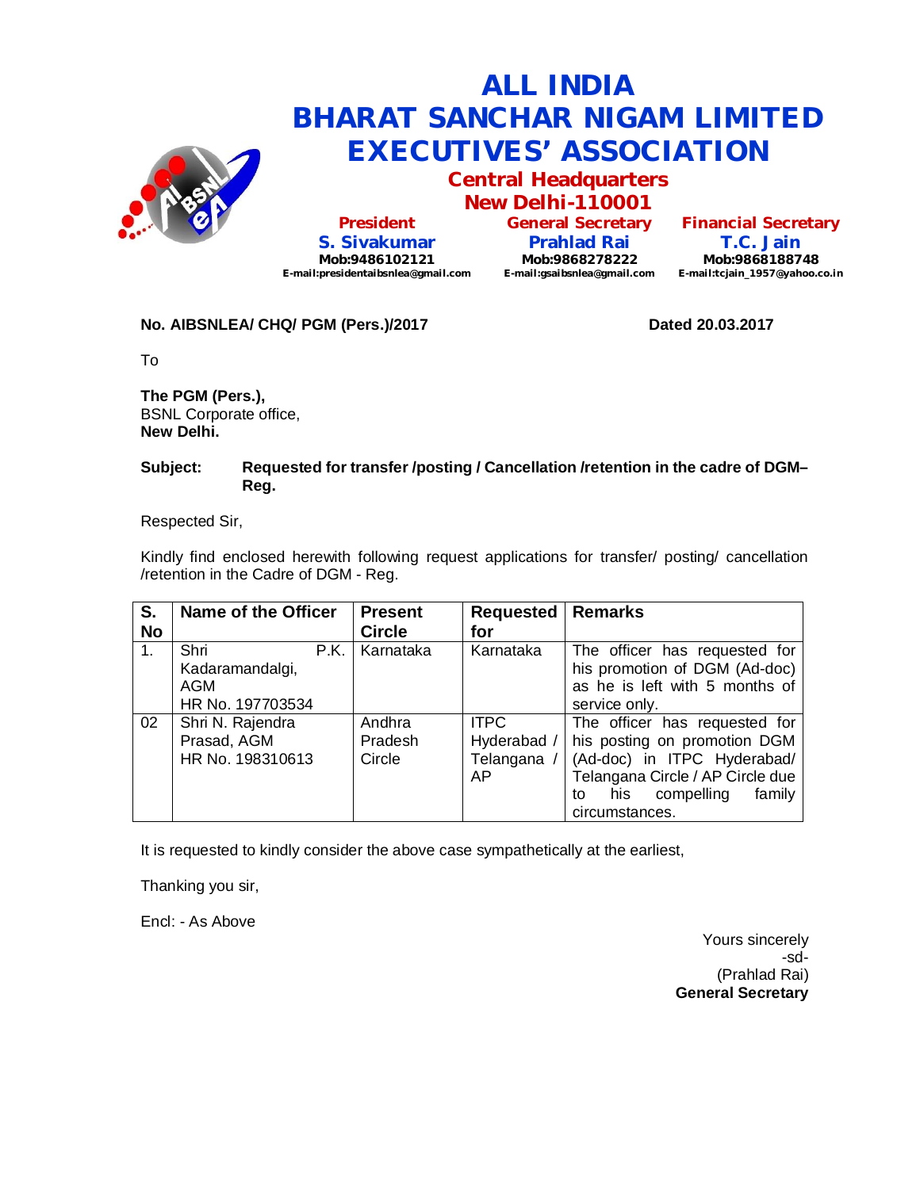# ALL INDIA
# BHARAT SANCHAR NIGAM LIMITED
# EXECUTIVES' ASSOCIATION

## Central Headquarters
## New Delhi-110001

| President | General Secretary | Financial Secretary |
|---|---|---|
| **S. Sivakumar** | **Prahlad Rai** | **T.C. Jain** |
| Mob:9486102121 | Mob:9868278222 | Mob:9868188748 |
| E-mail:presidentaibsnlea@gmail.com | E-mail:gsaibsnlea@gmail.com | E-mail:tcjain_1957@yahoo.co.in |

**No. AIBSNLEA/ CHQ/ PGM (Pers.)/2017** **Dated 20.03.2017**

To

**The PGM (Pers.),**
BSNL Corporate office,
**New Delhi.**

**Subject: Requested for transfer /posting / Cancellation /retention in the cadre of DGM– Reg.**

Respected Sir,

Kindly find enclosed herewith following request applications for transfer/ posting/ cancellation /retention in the Cadre of DGM - Reg.

| S. No | Name of the Officer | Present Circle | Requested for | Remarks |
|---|---|---|---|---|
| 1. | Shri P.K. Kadaramandalgi, AGM HR No. 197703534 | Karnataka | Karnataka | The officer has requested for his promotion of DGM (Ad-doc) as he is left with 5 months of service only. |
| 02 | Shri N. Rajendra Prasad, AGM HR No. 198310613 | Andhra Pradesh Circle | ITPC Hyderabad / Telangana / AP | The officer has requested for his posting on promotion DGM (Ad-doc) in ITPC Hyderabad/ Telangana Circle / AP Circle due to his compelling family circumstances. |

It is requested to kindly consider the above case sympathetically at the earliest,

Thanking you sir,

Encl: - As Above

Yours sincerely
-sd-
(Prahlad Rai)
**General Secretary**